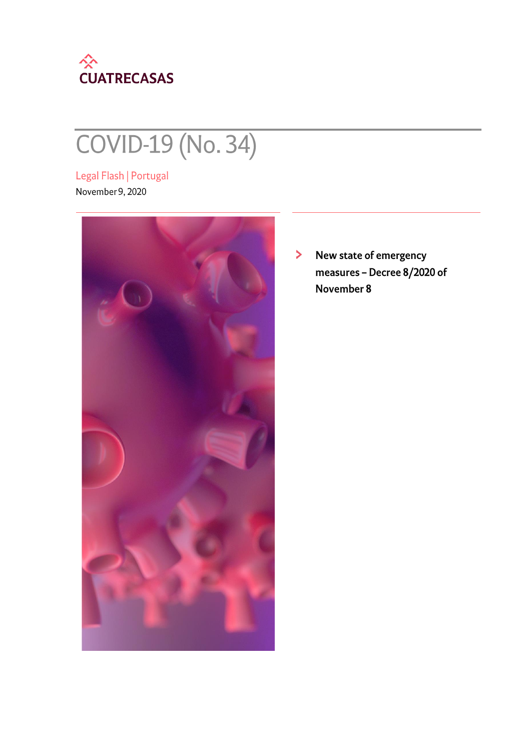CUATRECASAS

# COVID-19 (No. 34)

Legal Flash | Portugal

November 9, 2020

- **New state of emergency measures – Decree 8/2020 of November 8**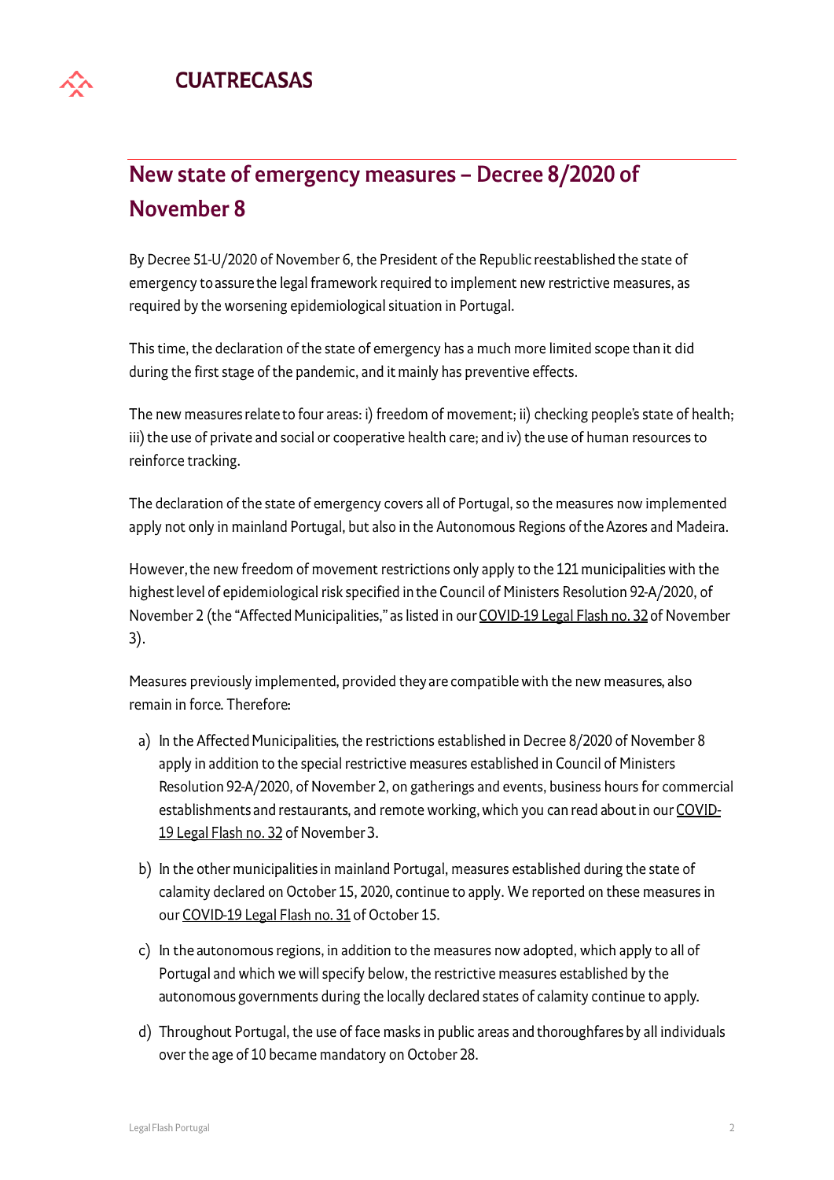## New state of emergency measures – Decree 8/2020 of November 8

By Decree 51-U/2020 of November 6, the President of the Republic reestablished the state of emergency to assure the legal framework required to implement new restrictive measures, as required by the worsening epidemiological situation in Portugal.

This time, the declaration of the state of emergency has a much more limited scope than it did during the first stage of the pandemic, and it mainly has preventive effects.

The new measures relate to four areas: i) freedom of movement; ii) checking people's state of health; iii) the use of private and social or cooperative health care; and iv) the use of human resources to reinforce tracking.

The declaration of the state of emergency covers all of Portugal, so the measures now implemented apply not only in mainland Portugal, but also in the Autonomous Regions of the Azores and Madeira.

However, the new freedom of movement restrictions only apply to the 121 municipalities with the highest level of epidemiological risk specified in the Council of Ministers Resolution 92-A/2020, of November 2 (the "Affected Municipalities," as listed in our COVID-19 Legal Flash no. 32 of November 3).

Measures previously implemented, provided they are compatible with the new measures, also remain in force. Therefore:

a) In the Affected Municipalities, the restrictions established in Decree 8/2020 of November 8 apply in addition to the special restrictive measures established in Council of Ministers Resolution 92-A/2020, of November 2, on gatherings and events, business hours for commercial establishments and restaurants, and remote working, which you can read about in our COVID-19 Legal Flash no. 32 of November 3.

b) In the other municipalities in mainland Portugal, measures established during the state of calamity declared on October 15, 2020, continue to apply. We reported on these measures in our COVID-19 Legal Flash no. 31 of October 15.

c) In the autonomous regions, in addition to the measures now adopted, which apply to all of Portugal and which we will specify below, the restrictive measures established by the autonomous governments during the locally declared states of calamity continue to apply.

d) Throughout Portugal, the use of face masks in public areas and thoroughfares by all individuals over the age of 10 became mandatory on October 28.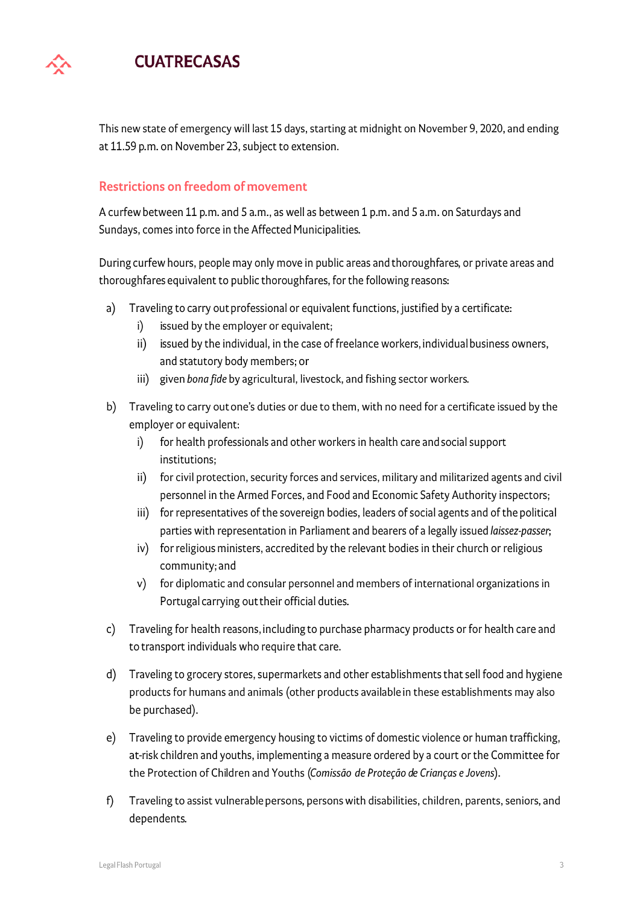This new state of emergency will last 15 days, starting at midnight on November 9, 2020, and ending at 11.59 p.m. on November 23, subject to extension.

## Restrictions on freedom of movement

A curfew between 11 p.m. and 5 a.m., as well as between 1 p.m. and 5 a.m. on Saturdays and Sundays, comes into force in the Affected Municipalities.

During curfew hours, people may only move in public areas and thoroughfares, or private areas and thoroughfares equivalent to public thoroughfares, for the following reasons:

a) Traveling to carry out professional or equivalent functions, justified by a certificate:
   i) issued by the employer or equivalent;
   ii) issued by the individual, in the case of freelance workers, individual business owners, and statutory body members; or
   iii) given *bona fide* by agricultural, livestock, and fishing sector workers.

b) Traveling to carry out one's duties or due to them, with no need for a certificate issued by the employer or equivalent:
   i) for health professionals and other workers in health care and social support institutions;
   ii) for civil protection, security forces and services, military and militarized agents and civil personnel in the Armed Forces, and Food and Economic Safety Authority inspectors;
   iii) for representatives of the sovereign bodies, leaders of social agents and of the political parties with representation in Parliament and bearers of a legally issued *laissez-passer*;
   iv) for religious ministers, accredited by the relevant bodies in their church or religious community; and
   v) for diplomatic and consular personnel and members of international organizations in Portugal carrying out their official duties.

c) Traveling for health reasons, including to purchase pharmacy products or for health care and to transport individuals who require that care.

d) Traveling to grocery stores, supermarkets and other establishments that sell food and hygiene products for humans and animals (other products available in these establishments may also be purchased).

e) Traveling to provide emergency housing to victims of domestic violence or human trafficking, at-risk children and youths, implementing a measure ordered by a court or the Committee for the Protection of Children and Youths (*Comissão de Proteção de Crianças e Jovens*).

f) Traveling to assist vulnerable persons, persons with disabilities, children, parents, seniors, and dependents.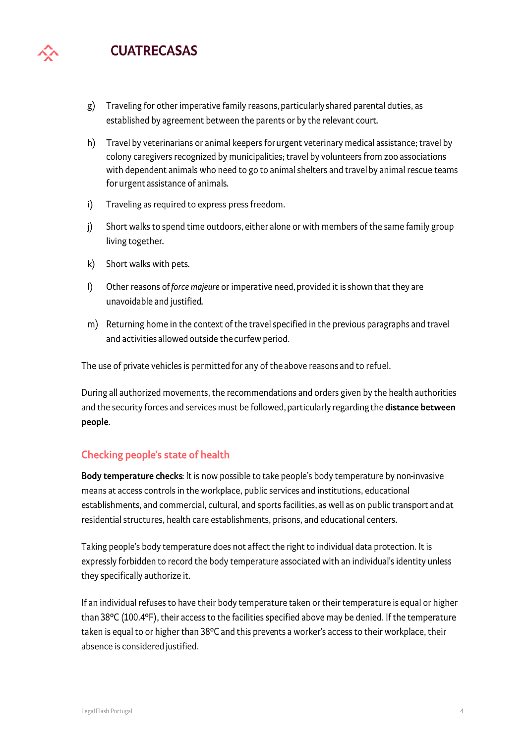g) Traveling for other imperative family reasons, particularly shared parental duties, as established by agreement between the parents or by the relevant court.

h) Travel by veterinarians or animal keepers for urgent veterinary medical assistance; travel by colony caregivers recognized by municipalities; travel by volunteers from zoo associations with dependent animals who need to go to animal shelters and travel by animal rescue teams for urgent assistance of animals.

i) Traveling as required to express press freedom.

j) Short walks to spend time outdoors, either alone or with members of the same family group living together.

k) Short walks with pets.

l) Other reasons of *force majeure* or imperative need, provided it is shown that they are unavoidable and justified.

m) Returning home in the context of the travel specified in the previous paragraphs and travel and activities allowed outside the curfew period.

The use of private vehicles is permitted for any of the above reasons and to refuel.

During all authorized movements, the recommendations and orders given by the health authorities and the security forces and services must be followed, particularly regarding the **distance between people**.

## Checking people's state of health

**Body temperature checks**: It is now possible to take people's body temperature by non-invasive means at access controls in the workplace, public services and institutions, educational establishments, and commercial, cultural, and sports facilities, as well as on public transport and at residential structures, health care establishments, prisons, and educational centers.

Taking people's body temperature does not affect the right to individual data protection. It is expressly forbidden to record the body temperature associated with an individual's identity unless they specifically authorize it.

If an individual refuses to have their body temperature taken or their temperature is equal or higher than 38ºC (100.4ºF), their access to the facilities specified above may be denied. If the temperature taken is equal to or higher than 38ºC and this prevents a worker's access to their workplace, their absence is considered justified.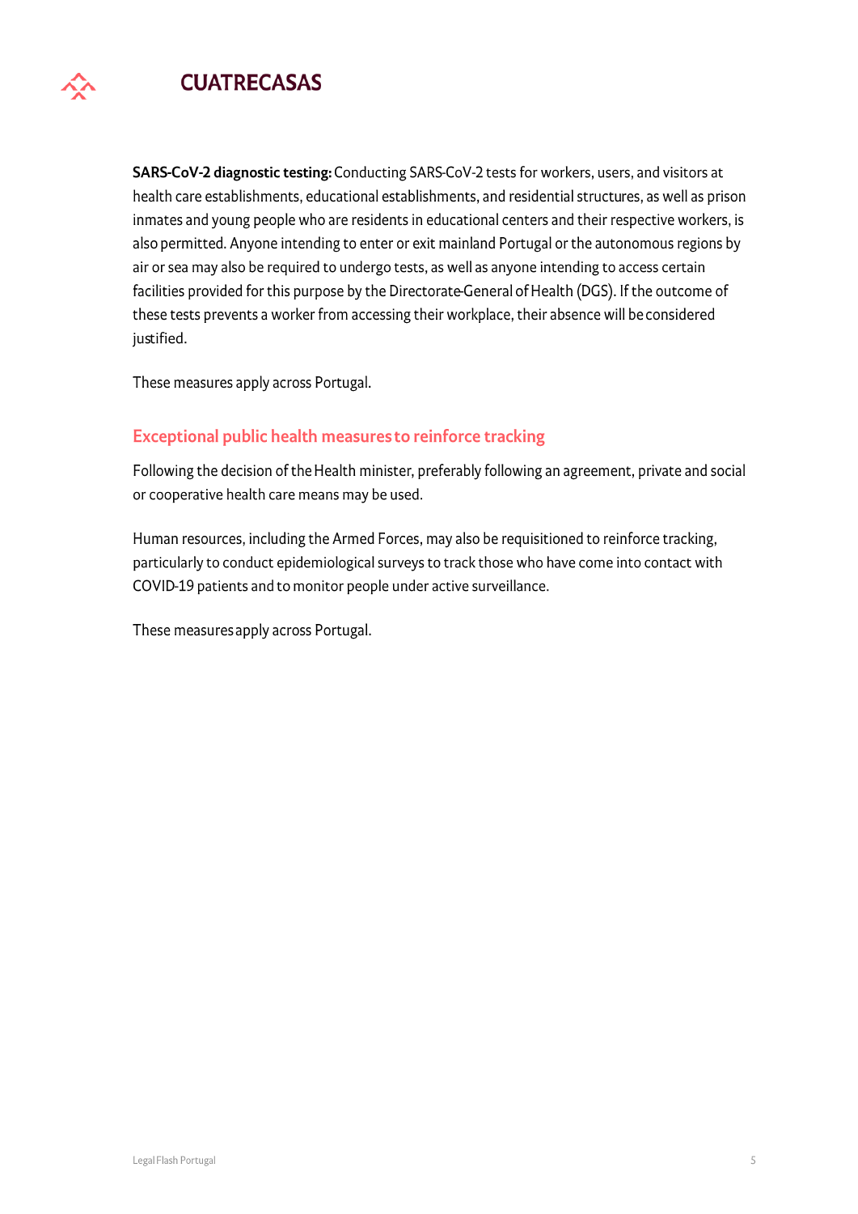**SARS-CoV-2 diagnostic testing:** Conducting SARS-CoV-2 tests for workers, users, and visitors at health care establishments, educational establishments, and residential structures, as well as prison inmates and young people who are residents in educational centers and their respective workers, is also permitted. Anyone intending to enter or exit mainland Portugal or the autonomous regions by air or sea may also be required to undergo tests, as well as anyone intending to access certain facilities provided for this purpose by the Directorate-General of Health (DGS). If the outcome of these tests prevents a worker from accessing their workplace, their absence will be considered justified.

These measures apply across Portugal.

## Exceptional public health measures to reinforce tracking

Following the decision of the Health minister, preferably following an agreement, private and social or cooperative health care means may be used.

Human resources, including the Armed Forces, may also be requisitioned to reinforce tracking, particularly to conduct epidemiological surveys to track those who have come into contact with COVID-19 patients and to monitor people under active surveillance.

These measures apply across Portugal.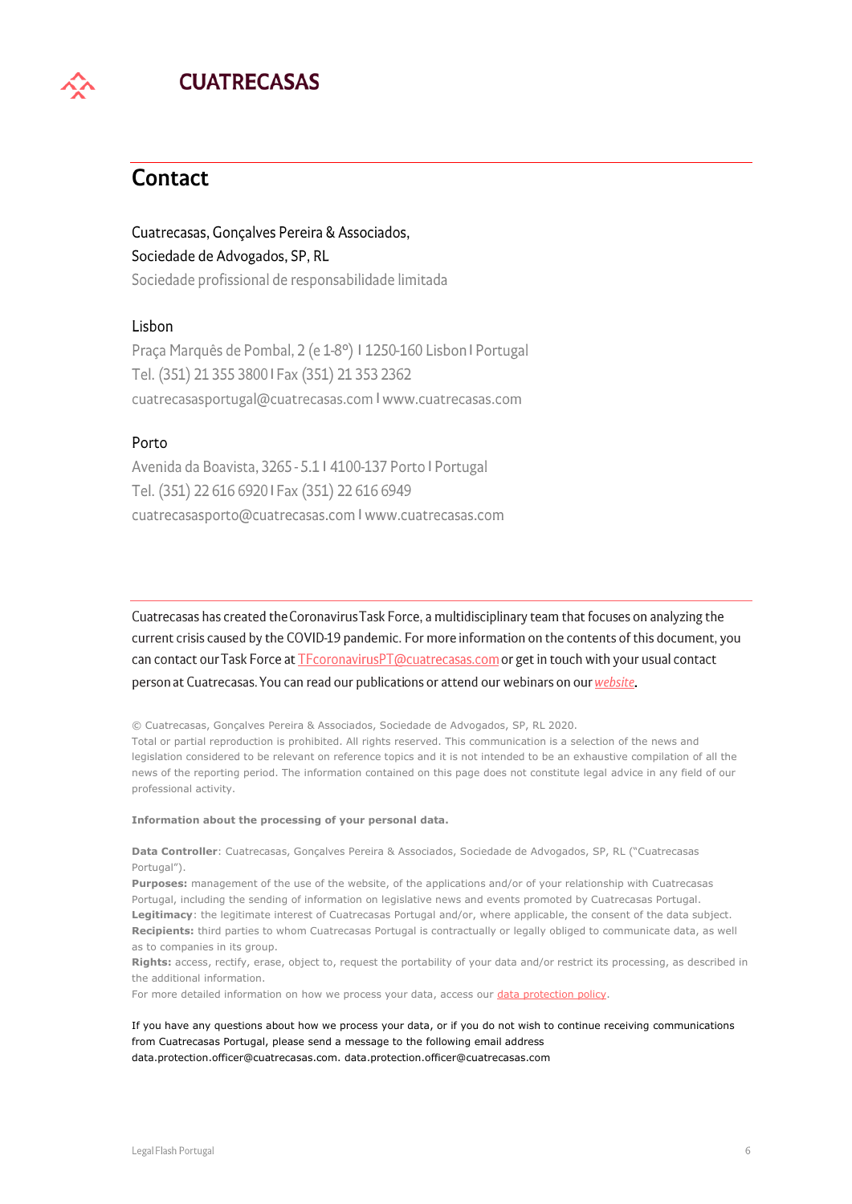CUATRECASAS

## Contact

Cuatrecasas, Gonçalves Pereira & Associados,
Sociedade de Advogados, SP, RL
Sociedade profissional de responsabilidade limitada

Lisbon
Praça Marquês de Pombal, 2 (e 1-8º) I 1250-160 Lisbon I Portugal
Tel. (351) 21 355 3800 I Fax (351) 21 353 2362
cuatrecasasportugal@cuatrecasas.com I www.cuatrecasas.com

Porto
Avenida da Boavista, 3265 - 5.1 I 4100-137 Porto I Portugal
Tel. (351) 22 616 6920 I Fax (351) 22 616 6949
cuatrecasasporto@cuatrecasas.com I www.cuatrecasas.com

Cuatrecasas has created the Coronavirus Task Force, a multidisciplinary team that focuses on analyzing the current crisis caused by the COVID-19 pandemic. For more information on the contents of this document, you can contact our Task Force at TFcoronavirusPT@cuatrecasas.com or get in touch with your usual contact person at Cuatrecasas. You can read our publications or attend our webinars on our *website*.

© Cuatrecasas, Gonçalves Pereira & Associados, Sociedade de Advogados, SP, RL 2020.
Total or partial reproduction is prohibited. All rights reserved. This communication is a selection of the news and legislation considered to be relevant on reference topics and it is not intended to be an exhaustive compilation of all the news of the reporting period. The information contained on this page does not constitute legal advice in any field of our professional activity.

**Information about the processing of your personal data.**

**Data Controller**: Cuatrecasas, Gonçalves Pereira & Associados, Sociedade de Advogados, SP, RL ("Cuatrecasas Portugal").
**Purposes:** management of the use of the website, of the applications and/or of your relationship with Cuatrecasas Portugal, including the sending of information on legislative news and events promoted by Cuatrecasas Portugal.
**Legitimacy**: the legitimate interest of Cuatrecasas Portugal and/or, where applicable, the consent of the data subject.
**Recipients:** third parties to whom Cuatrecasas Portugal is contractually or legally obliged to communicate data, as well as to companies in its group.
**Rights:** access, rectify, erase, object to, request the portability of your data and/or restrict its processing, as described in the additional information.
For more detailed information on how we process your data, access our data protection policy.

If you have any questions about how we process your data, or if you do not wish to continue receiving communications from Cuatrecasas Portugal, please send a message to the following email address data.protection.officer@cuatrecasas.com. data.protection.officer@cuatrecasas.com